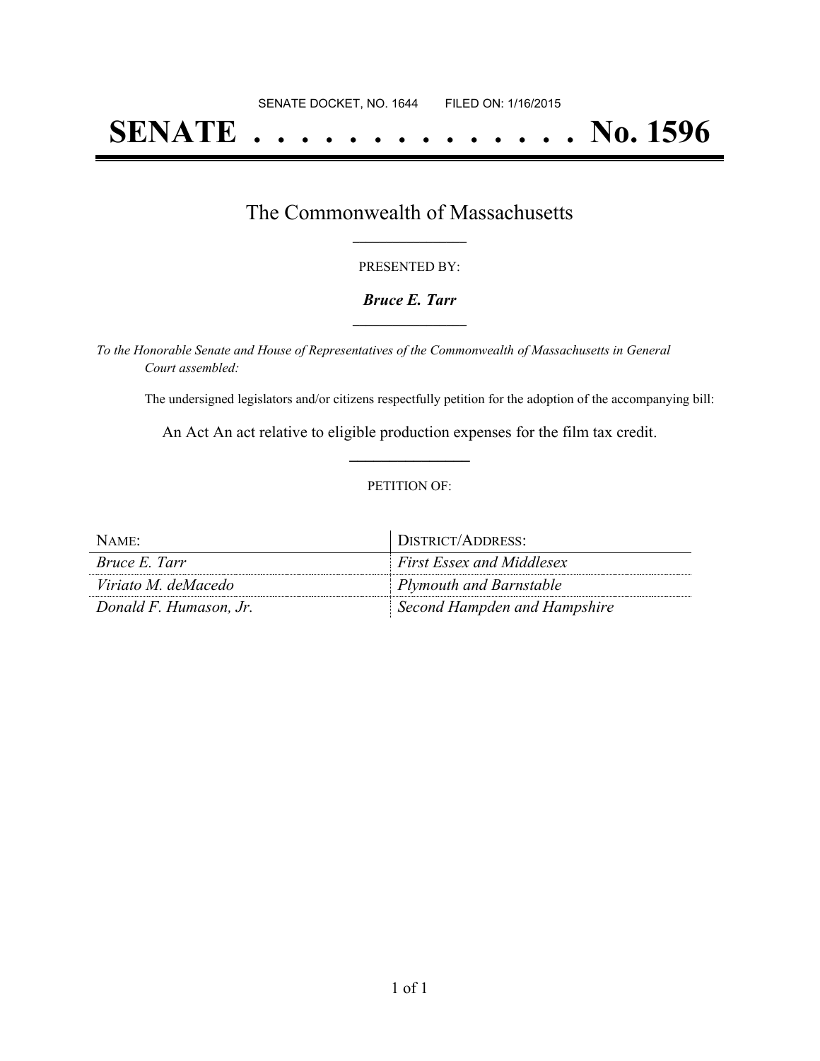SENATE DOCKET, NO. 1644        FILED ON: 1/16/2015

# SENATE . . . . . . . . . . . . . . No. 1596

## The Commonwealth of Massachusetts

PRESENTED BY:

***Bruce E. Tarr***

*To the Honorable Senate and House of Representatives of the Commonwealth of Massachusetts in General Court assembled:*

The undersigned legislators and/or citizens respectfully petition for the adoption of the accompanying bill:

An Act An act relative to eligible production expenses for the film tax credit.

PETITION OF:

| NAME: | DISTRICT/ADDRESS: |
| --- | --- |
| *Bruce E. Tarr* | *First Essex and Middlesex* |
| *Viriato M. deMacedo* | *Plymouth and Barnstable* |
| *Donald F. Humason, Jr.* | *Second Hampden and Hampshire* |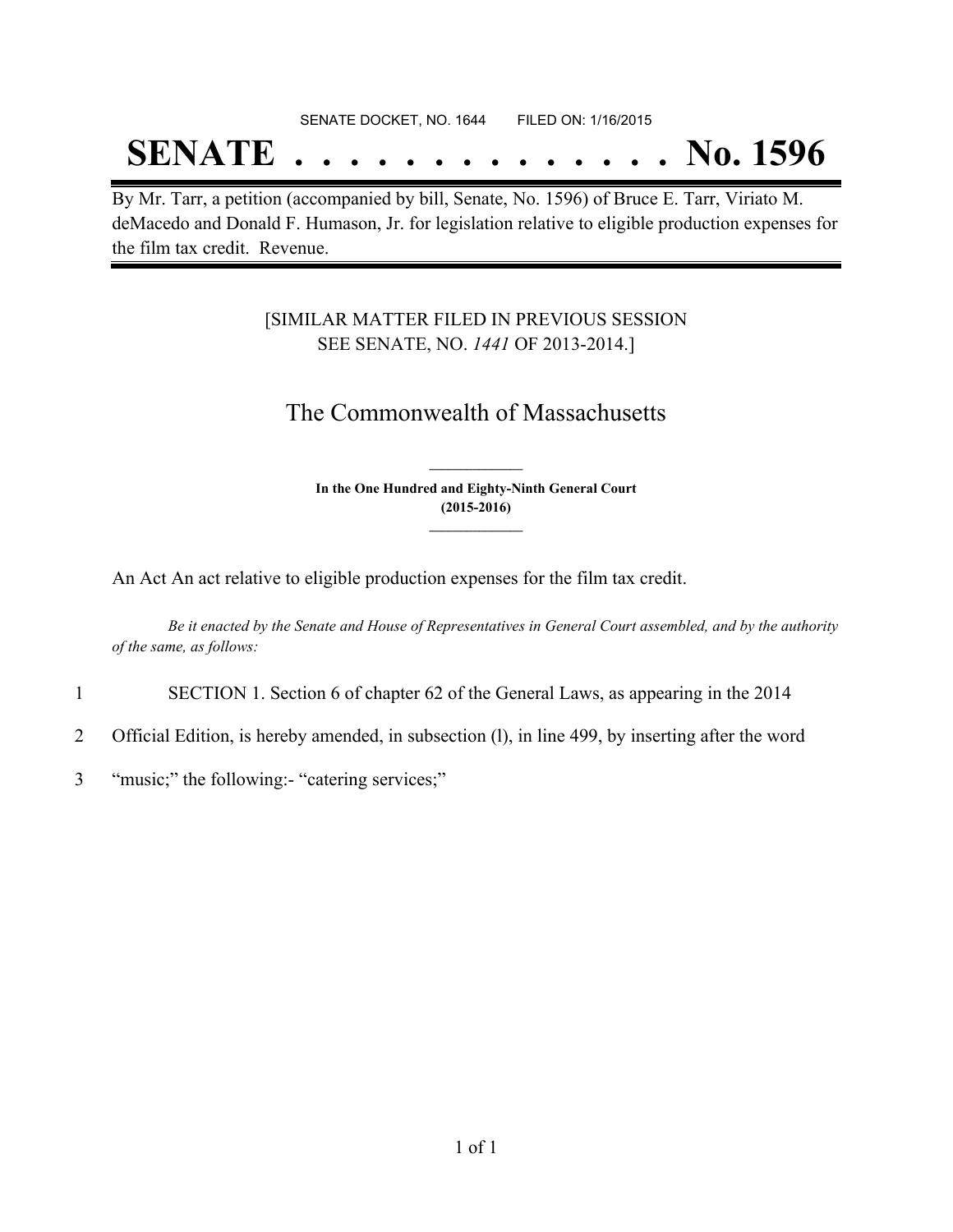SENATE DOCKET, NO. 1644        FILED ON: 1/16/2015

# SENATE . . . . . . . . . . . . . . No. 1596

By Mr. Tarr, a petition (accompanied by bill, Senate, No. 1596) of Bruce E. Tarr, Viriato M. deMacedo and Donald F. Humason, Jr. for legislation relative to eligible production expenses for the film tax credit. Revenue.

[SIMILAR MATTER FILED IN PREVIOUS SESSION SEE SENATE, NO. *1441* OF 2013-2014.]

## The Commonwealth of Massachusetts

**In the One Hundred and Eighty-Ninth General Court (2015-2016)**

An Act An act relative to eligible production expenses for the film tax credit.

*Be it enacted by the Senate and House of Representatives in General Court assembled, and by the authority of the same, as follows:*

1 SECTION 1. Section 6 of chapter 62 of the General Laws, as appearing in the 2014

2 Official Edition, is hereby amended, in subsection (l), in line 499, by inserting after the word

3 "music;" the following:- "catering services;"